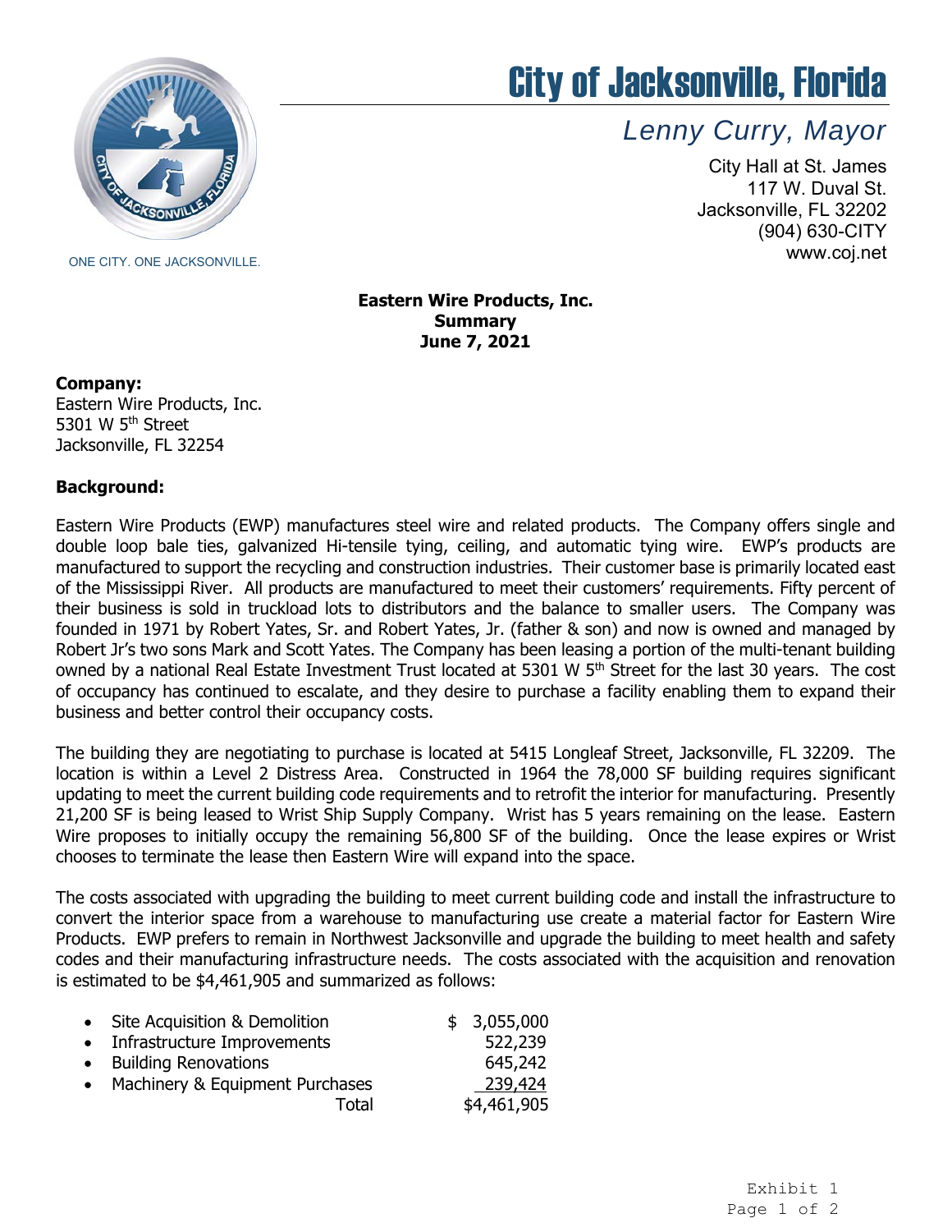# City of Jacksonville, Florida

*Lenny Curry, Mayor*

City Hall at St. James
117 W. Duval St.
Jacksonville, FL 32202
(904) 630-CITY
www.coj.net

ONE CITY. ONE JACKSONVILLE.

**Eastern Wire Products, Inc.**
**Summary**
**June 7, 2021**

**Company:**
Eastern Wire Products, Inc.
5301 W 5th Street
Jacksonville, FL 32254

**Background:**

Eastern Wire Products (EWP) manufactures steel wire and related products. The Company offers single and double loop bale ties, galvanized Hi-tensile tying, ceiling, and automatic tying wire. EWP's products are manufactured to support the recycling and construction industries. Their customer base is primarily located east of the Mississippi River. All products are manufactured to meet their customers' requirements. Fifty percent of their business is sold in truckload lots to distributors and the balance to smaller users. The Company was founded in 1971 by Robert Yates, Sr. and Robert Yates, Jr. (father & son) and now is owned and managed by Robert Jr's two sons Mark and Scott Yates. The Company has been leasing a portion of the multi-tenant building owned by a national Real Estate Investment Trust located at 5301 W 5th Street for the last 30 years. The cost of occupancy has continued to escalate, and they desire to purchase a facility enabling them to expand their business and better control their occupancy costs.

The building they are negotiating to purchase is located at 5415 Longleaf Street, Jacksonville, FL 32209. The location is within a Level 2 Distress Area. Constructed in 1964 the 78,000 SF building requires significant updating to meet the current building code requirements and to retrofit the interior for manufacturing. Presently 21,200 SF is being leased to Wrist Ship Supply Company. Wrist has 5 years remaining on the lease. Eastern Wire proposes to initially occupy the remaining 56,800 SF of the building. Once the lease expires or Wrist chooses to terminate the lease then Eastern Wire will expand into the space.

The costs associated with upgrading the building to meet current building code and install the infrastructure to convert the interior space from a warehouse to manufacturing use create a material factor for Eastern Wire Products. EWP prefers to remain in Northwest Jacksonville and upgrade the building to meet health and safety codes and their manufacturing infrastructure needs. The costs associated with the acquisition and renovation is estimated to be $4,461,905 and summarized as follows:

| Item | Amount |
|---|---|
| Site Acquisition & Demolition | $ 3,055,000 |
| Infrastructure Improvements | 522,239 |
| Building Renovations | 645,242 |
| Machinery & Equipment Purchases | 239,424 |
| Total | $4,461,905 |

Exhibit 1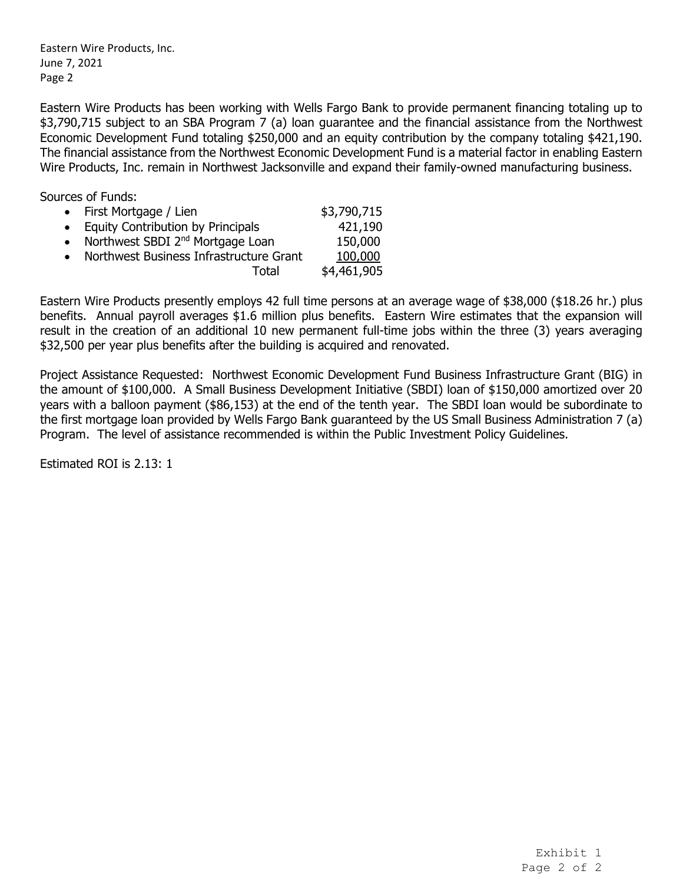Eastern Wire Products has been working with Wells Fargo Bank to provide permanent financing totaling up to $3,790,715 subject to an SBA Program 7 (a) loan guarantee and the financial assistance from the Northwest Economic Development Fund totaling $250,000 and an equity contribution by the company totaling $421,190. The financial assistance from the Northwest Economic Development Fund is a material factor in enabling Eastern Wire Products, Inc. remain in Northwest Jacksonville and expand their family-owned manufacturing business.

Sources of Funds:

| | |
|---|---|
| • First Mortgage / Lien | $3,790,715 |
| • Equity Contribution by Principals | 421,190 |
| • Northwest SBDI 2nd Mortgage Loan | 150,000 |
| • Northwest Business Infrastructure Grant | 100,000 |
| Total | $4,461,905 |

Eastern Wire Products presently employs 42 full time persons at an average wage of $38,000 ($18.26 hr.) plus benefits. Annual payroll averages $1.6 million plus benefits. Eastern Wire estimates that the expansion will result in the creation of an additional 10 new permanent full-time jobs within the three (3) years averaging $32,500 per year plus benefits after the building is acquired and renovated.

Project Assistance Requested: Northwest Economic Development Fund Business Infrastructure Grant (BIG) in the amount of $100,000. A Small Business Development Initiative (SBDI) loan of $150,000 amortized over 20 years with a balloon payment ($86,153) at the end of the tenth year. The SBDI loan would be subordinate to the first mortgage loan provided by Wells Fargo Bank guaranteed by the US Small Business Administration 7 (a) Program. The level of assistance recommended is within the Public Investment Policy Guidelines.

Estimated ROI is 2.13: 1